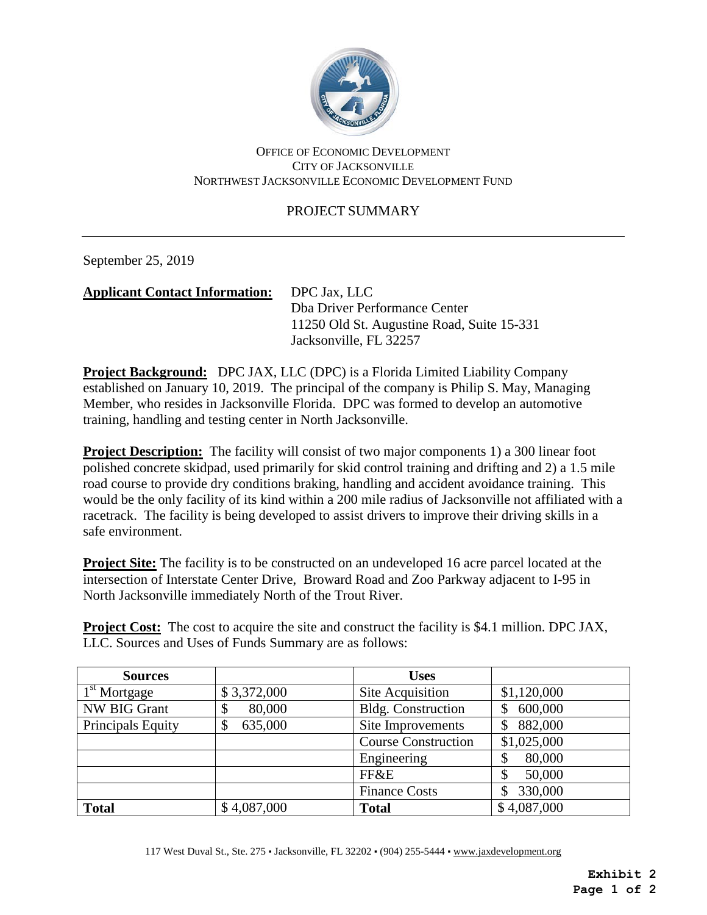OFFICE OF ECONOMIC DEVELOPMENT
CITY OF JACKSONVILLE
NORTHWEST JACKSONVILLE ECONOMIC DEVELOPMENT FUND

## PROJECT SUMMARY

September 25, 2019

**Applicant Contact Information:** DPC Jax, LLC
Dba Driver Performance Center
11250 Old St. Augustine Road, Suite 15-331
Jacksonville, FL 32257

**Project Background:** DPC JAX, LLC (DPC) is a Florida Limited Liability Company established on January 10, 2019. The principal of the company is Philip S. May, Managing Member, who resides in Jacksonville Florida. DPC was formed to develop an automotive training, handling and testing center in North Jacksonville.

**Project Description:** The facility will consist of two major components 1) a 300 linear foot polished concrete skidpad, used primarily for skid control training and drifting and 2) a 1.5 mile road course to provide dry conditions braking, handling and accident avoidance training. This would be the only facility of its kind within a 200 mile radius of Jacksonville not affiliated with a racetrack. The facility is being developed to assist drivers to improve their driving skills in a safe environment.

**Project Site:** The facility is to be constructed on an undeveloped 16 acre parcel located at the intersection of Interstate Center Drive, Broward Road and Zoo Parkway adjacent to I-95 in North Jacksonville immediately North of the Trout River.

**Project Cost:** The cost to acquire the site and construct the facility is $4.1 million. DPC JAX, LLC. Sources and Uses of Funds Summary are as follows:

| Sources | | Uses | |
|---|---|---|---|
| 1st Mortgage | $ 3,372,000 | Site Acquisition | $1,120,000 |
| NW BIG Grant | $ 80,000 | Bldg. Construction | $ 600,000 |
| Principals Equity | $ 635,000 | Site Improvements | $ 882,000 |
| | | Course Construction | $1,025,000 |
| | | Engineering | $ 80,000 |
| | | FF&E | $ 50,000 |
| | | Finance Costs | $ 330,000 |
| **Total** | $ 4,087,000 | **Total** | $ 4,087,000 |

117 West Duval St., Ste. 275 ▪ Jacksonville, FL 32202 ▪ (904) 255-5444 ▪ www.jaxdevelopment.org

**Exhibit 2**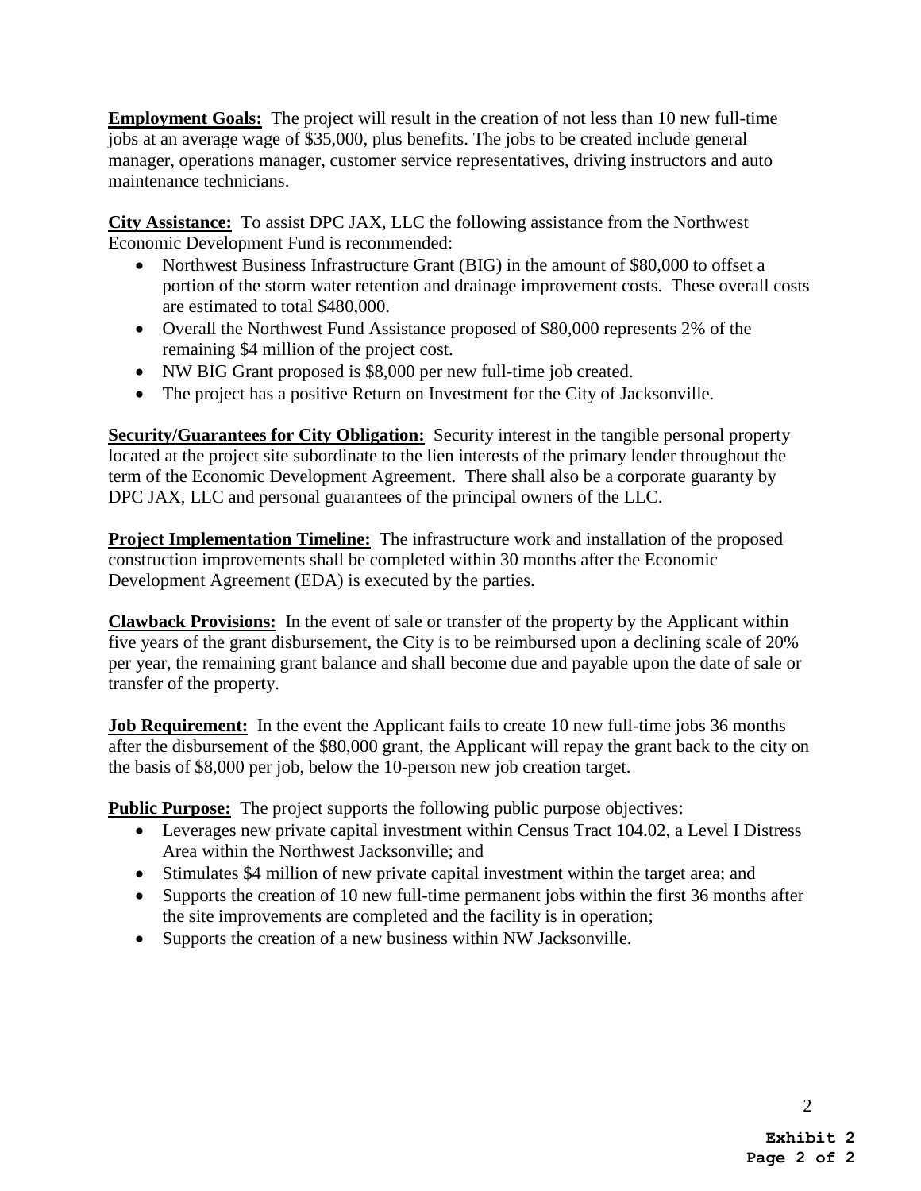**Employment Goals:** The project will result in the creation of not less than 10 new full-time jobs at an average wage of $35,000, plus benefits. The jobs to be created include general manager, operations manager, customer service representatives, driving instructors and auto maintenance technicians.

**City Assistance:** To assist DPC JAX, LLC the following assistance from the Northwest Economic Development Fund is recommended:

- Northwest Business Infrastructure Grant (BIG) in the amount of $80,000 to offset a portion of the storm water retention and drainage improvement costs. These overall costs are estimated to total $480,000.
- Overall the Northwest Fund Assistance proposed of $80,000 represents 2% of the remaining $4 million of the project cost.
- NW BIG Grant proposed is $8,000 per new full-time job created.
- The project has a positive Return on Investment for the City of Jacksonville.

**Security/Guarantees for City Obligation:** Security interest in the tangible personal property located at the project site subordinate to the lien interests of the primary lender throughout the term of the Economic Development Agreement. There shall also be a corporate guaranty by DPC JAX, LLC and personal guarantees of the principal owners of the LLC.

**Project Implementation Timeline:** The infrastructure work and installation of the proposed construction improvements shall be completed within 30 months after the Economic Development Agreement (EDA) is executed by the parties.

**Clawback Provisions:** In the event of sale or transfer of the property by the Applicant within five years of the grant disbursement, the City is to be reimbursed upon a declining scale of 20% per year, the remaining grant balance and shall become due and payable upon the date of sale or transfer of the property.

**Job Requirement:** In the event the Applicant fails to create 10 new full-time jobs 36 months after the disbursement of the $80,000 grant, the Applicant will repay the grant back to the city on the basis of $8,000 per job, below the 10-person new job creation target.

**Public Purpose:** The project supports the following public purpose objectives:

- Leverages new private capital investment within Census Tract 104.02, a Level I Distress Area within the Northwest Jacksonville; and
- Stimulates $4 million of new private capital investment within the target area; and
- Supports the creation of 10 new full-time permanent jobs within the first 36 months after the site improvements are completed and the facility is in operation;
- Supports the creation of a new business within NW Jacksonville.

**Exhibit 2**